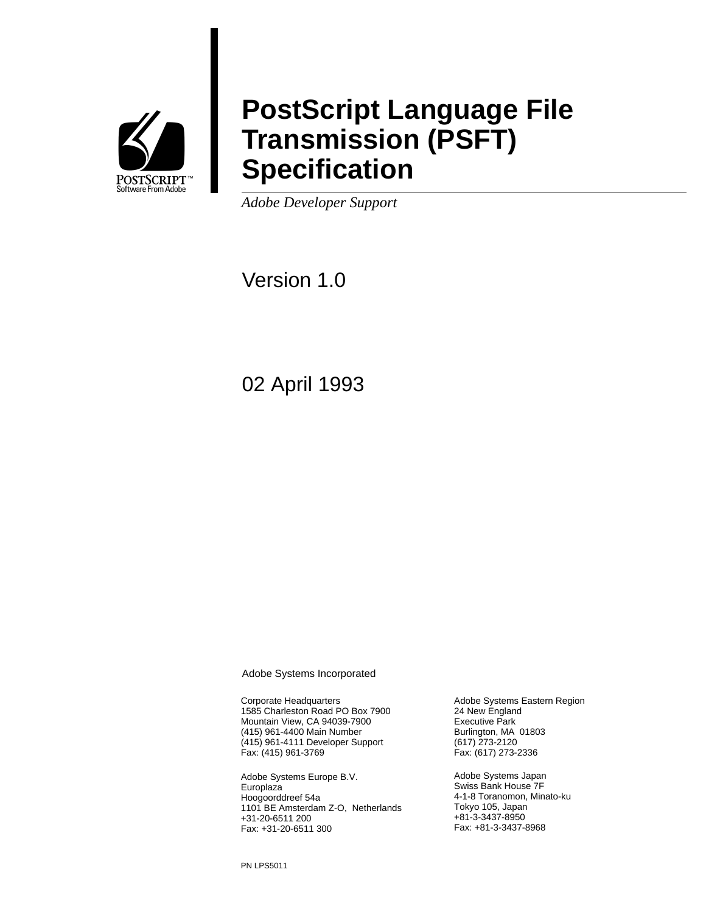POSTSCRIPT™
Software From Adobe

# PostScript Language File Transmission (PSFT) Specification

*Adobe Developer Support*

Version 1.0

02 April 1993

Adobe Systems Incorporated

Corporate Headquarters
1585 Charleston Road PO Box 7900
Mountain View, CA 94039-7900
(415) 961-4400 Main Number
(415) 961-4111 Developer Support
Fax: (415) 961-3769

Adobe Systems Eastern Region
24 New England
Executive Park
Burlington, MA 01803
(617) 273-2120
Fax: (617) 273-2336

Adobe Systems Europe B.V.
Europlaza
Hoogoorddreef 54a
1101 BE Amsterdam Z-O, Netherlands
+31-20-6511 200
Fax: +31-20-6511 300

Adobe Systems Japan
Swiss Bank House 7F
4-1-8 Toranomon, Minato-ku
Tokyo 105, Japan
+81-3-3437-8950
Fax: +81-3-3437-8968

PN LPS5011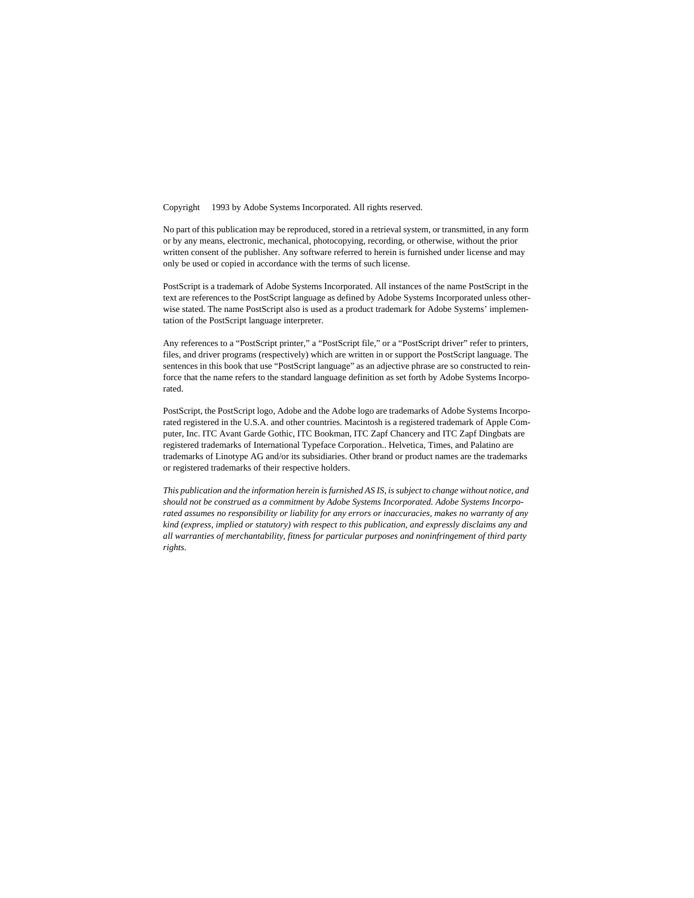Copyright 1993 by Adobe Systems Incorporated. All rights reserved.

No part of this publication may be reproduced, stored in a retrieval system, or transmitted, in any form or by any means, electronic, mechanical, photocopying, recording, or otherwise, without the prior written consent of the publisher. Any software referred to herein is furnished under license and may only be used or copied in accordance with the terms of such license.

PostScript is a trademark of Adobe Systems Incorporated. All instances of the name PostScript in the text are references to the PostScript language as defined by Adobe Systems Incorporated unless otherwise stated. The name PostScript also is used as a product trademark for Adobe Systems' implementation of the PostScript language interpreter.

Any references to a "PostScript printer," a "PostScript file," or a "PostScript driver" refer to printers, files, and driver programs (respectively) which are written in or support the PostScript language. The sentences in this book that use "PostScript language" as an adjective phrase are so constructed to reinforce that the name refers to the standard language definition as set forth by Adobe Systems Incorporated.

PostScript, the PostScript logo, Adobe and the Adobe logo are trademarks of Adobe Systems Incorporated registered in the U.S.A. and other countries. Macintosh is a registered trademark of Apple Computer, Inc. ITC Avant Garde Gothic, ITC Bookman, ITC Zapf Chancery and ITC Zapf Dingbats are registered trademarks of International Typeface Corporation.. Helvetica, Times, and Palatino are trademarks of Linotype AG and/or its subsidiaries. Other brand or product names are the trademarks or registered trademarks of their respective holders.

*This publication and the information herein is furnished AS IS, is subject to change without notice, and should not be construed as a commitment by Adobe Systems Incorporated. Adobe Systems Incorporated assumes no responsibility or liability for any errors or inaccuracies, makes no warranty of any kind (express, implied or statutory) with respect to this publication, and expressly disclaims any and all warranties of merchantability, fitness for particular purposes and noninfringement of third party rights.*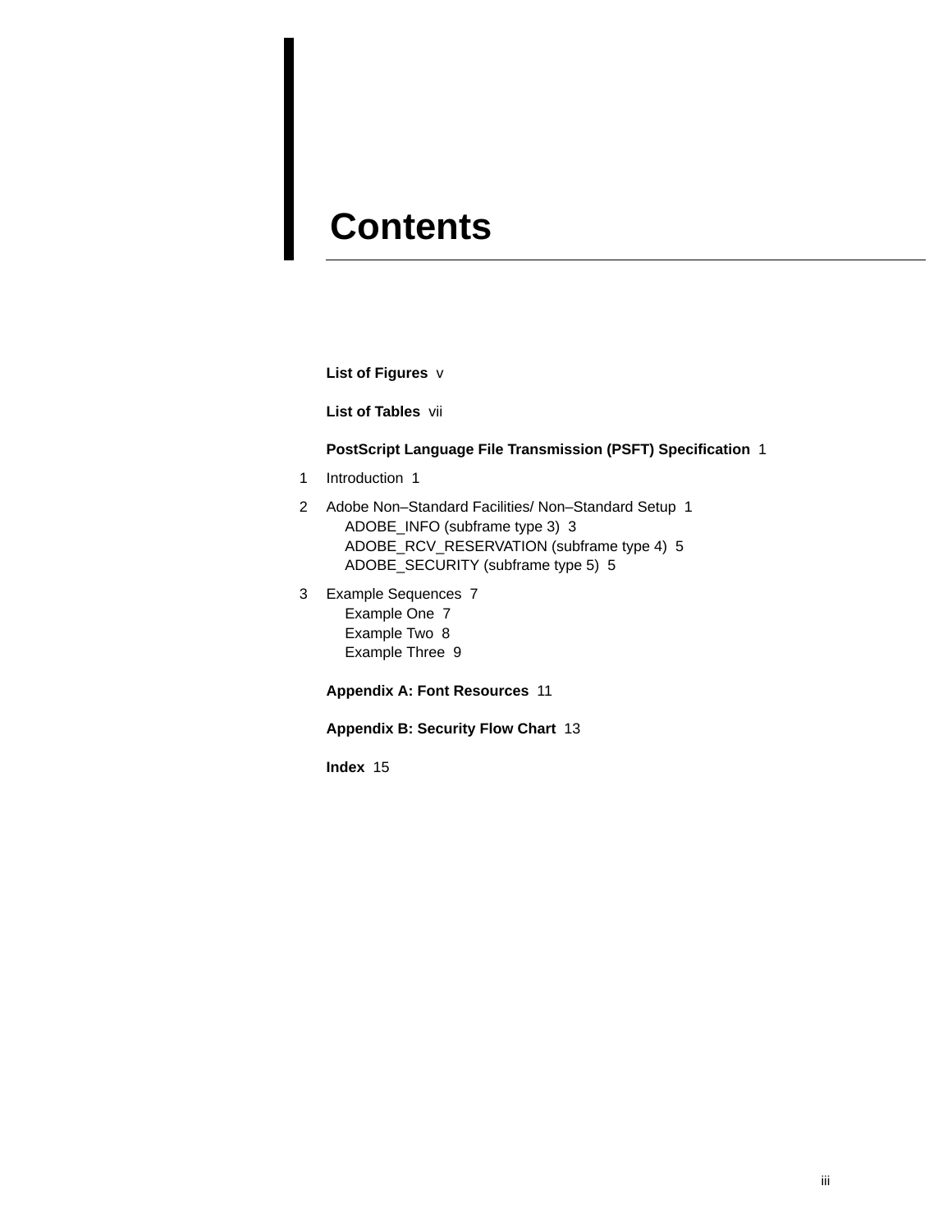# Contents

**List of Figures** v

**List of Tables** vii

**PostScript Language File Transmission (PSFT) Specification** 1

1 Introduction 1

2 Adobe Non–Standard Facilities/ Non–Standard Setup 1
- ADOBE_INFO (subframe type 3) 3
- ADOBE_RCV_RESERVATION (subframe type 4) 5
- ADOBE_SECURITY (subframe type 5) 5

3 Example Sequences 7
- Example One 7
- Example Two 8
- Example Three 9

**Appendix A: Font Resources** 11

**Appendix B: Security Flow Chart** 13

**Index** 15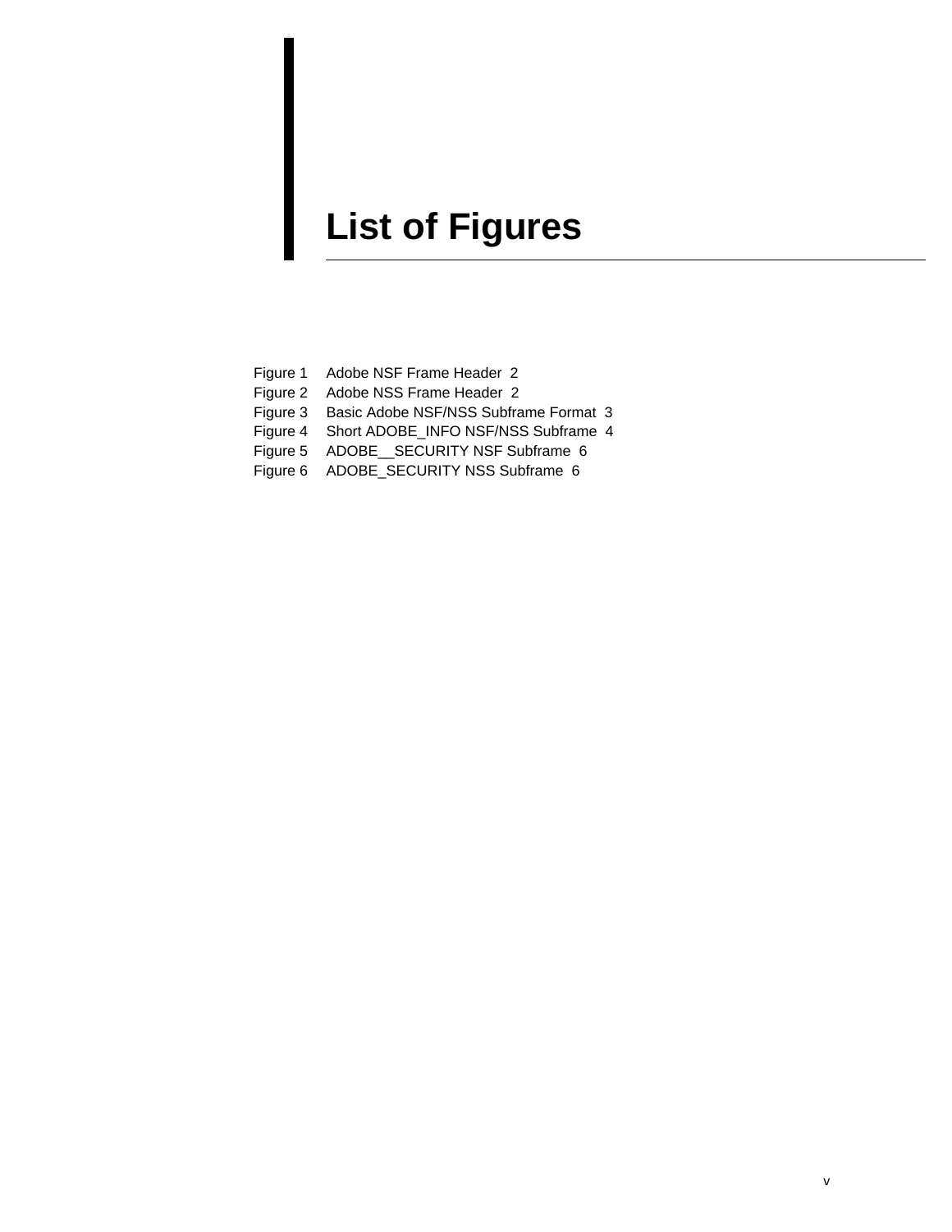# List of Figures

Figure 1 Adobe NSF Frame Header 2
Figure 2 Adobe NSS Frame Header 2
Figure 3 Basic Adobe NSF/NSS Subframe Format 3
Figure 4 Short ADOBE_INFO NSF/NSS Subframe 4
Figure 5 ADOBE__SECURITY NSF Subframe 6
Figure 6 ADOBE_SECURITY NSS Subframe 6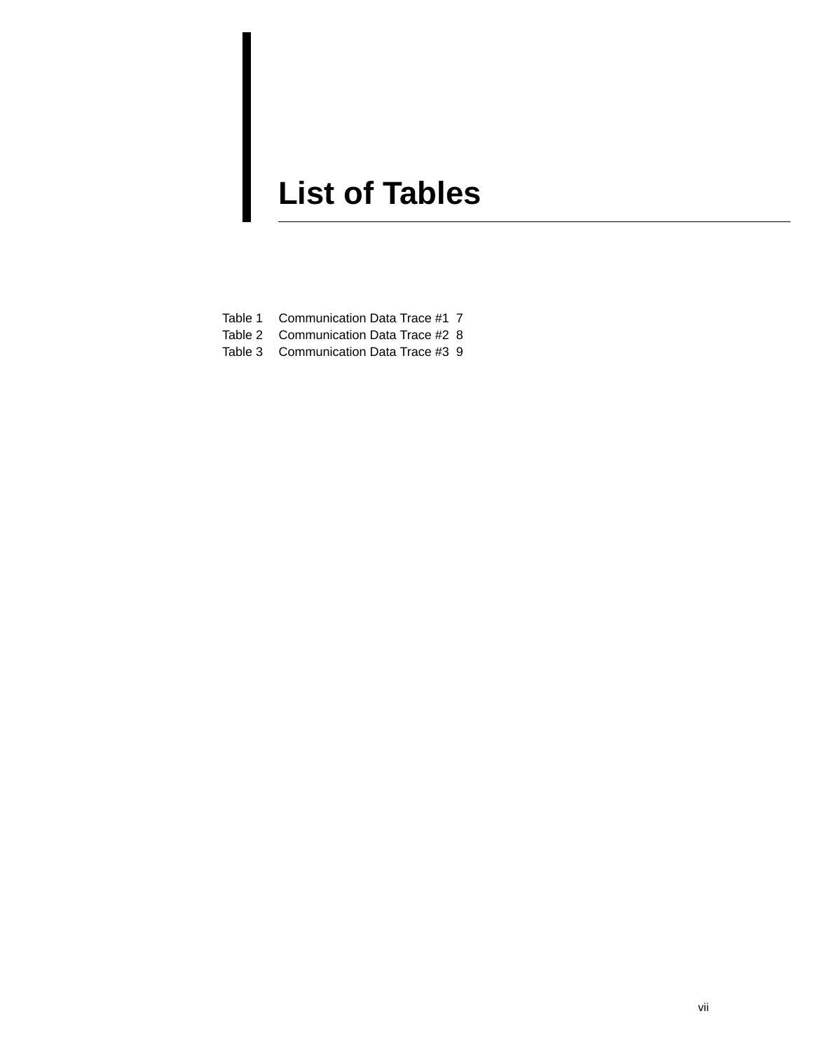# List of Tables

Table 1 Communication Data Trace #1 7
Table 2 Communication Data Trace #2 8
Table 3 Communication Data Trace #3 9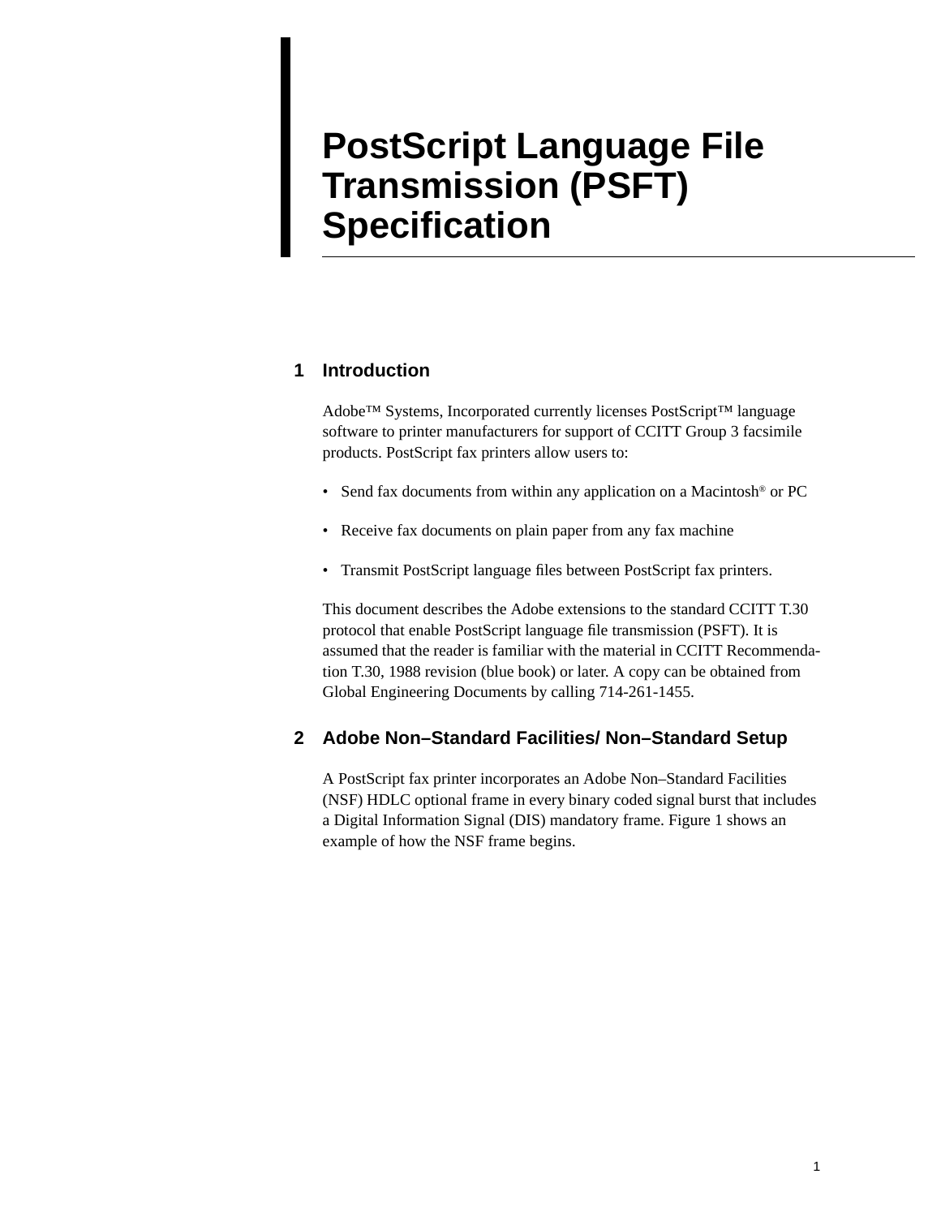# PostScript Language File Transmission (PSFT) Specification

## 1 Introduction

Adobe™ Systems, Incorporated currently licenses PostScript™ language software to printer manufacturers for support of CCITT Group 3 facsimile products. PostScript fax printers allow users to:

- Send fax documents from within any application on a Macintosh® or PC
- Receive fax documents on plain paper from any fax machine
- Transmit PostScript language files between PostScript fax printers.

This document describes the Adobe extensions to the standard CCITT T.30 protocol that enable PostScript language file transmission (PSFT). It is assumed that the reader is familiar with the material in CCITT Recommendation T.30, 1988 revision (blue book) or later. A copy can be obtained from Global Engineering Documents by calling 714-261-1455.

## 2 Adobe Non–Standard Facilities/ Non–Standard Setup

A PostScript fax printer incorporates an Adobe Non–Standard Facilities (NSF) HDLC optional frame in every binary coded signal burst that includes a Digital Information Signal (DIS) mandatory frame. Figure 1 shows an example of how the NSF frame begins.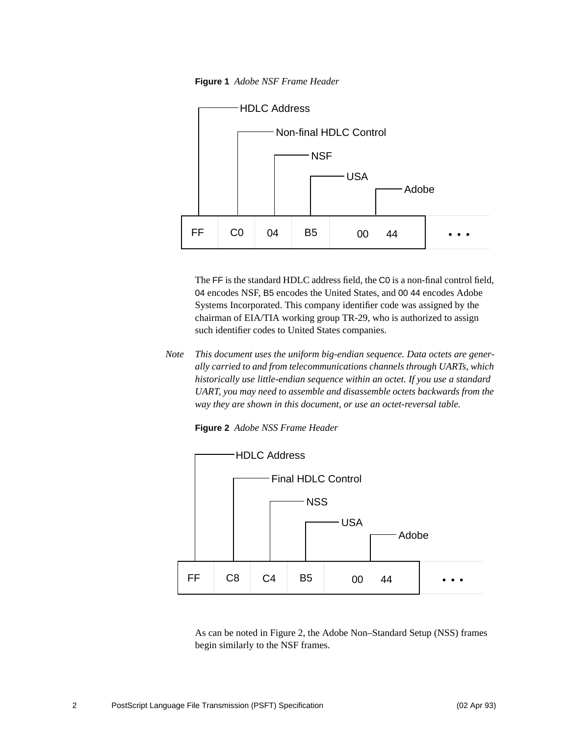**Figure 1** *Adobe NSF Frame Header*

HDLC Address

Non-final HDLC Control

NSF

USA

Adobe

FF C0 04 B5 00 44 • • •

The FF is the standard HDLC address field, the C0 is a non-final control field, 04 encodes NSF, B5 encodes the United States, and 00 44 encodes Adobe Systems Incorporated. This company identifier code was assigned by the chairman of EIA/TIA working group TR-29, who is authorized to assign such identifier codes to United States companies.

*Note* *This document uses the uniform big-endian sequence. Data octets are generally carried to and from telecommunications channels through UARTs, which historically use little-endian sequence within an octet. If you use a standard UART, you may need to assemble and disassemble octets backwards from the way they are shown in this document, or use an octet-reversal table.*

**Figure 2** *Adobe NSS Frame Header*

HDLC Address

Final HDLC Control

NSS

USA

Adobe

FF C8 C4 B5 00 44 • • •

As can be noted in Figure 2, the Adobe Non–Standard Setup (NSS) frames begin similarly to the NSF frames.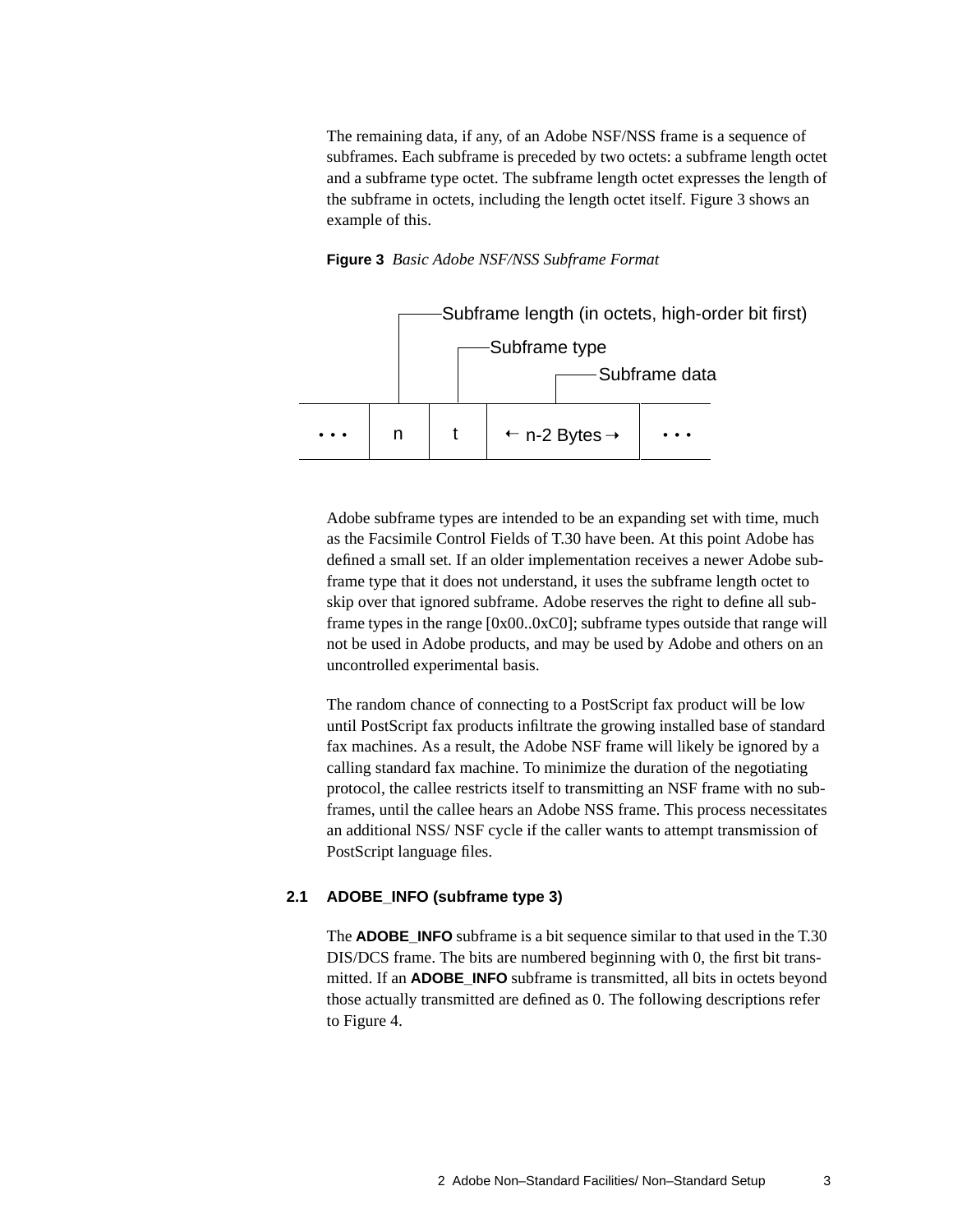The remaining data, if any, of an Adobe NSF/NSS frame is a sequence of subframes. Each subframe is preceded by two octets: a subframe length octet and a subframe type octet. The subframe length octet expresses the length of the subframe in octets, including the length octet itself. Figure 3 shows an example of this.

**Figure 3** *Basic Adobe NSF/NSS Subframe Format*

Subframe length (in octets, high-order bit first)

Subframe type

Subframe data

| | | | | |
|---|---|---|---|---|
| • • • | n | t | ← n-2 Bytes → | • • • |

Adobe subframe types are intended to be an expanding set with time, much as the Facsimile Control Fields of T.30 have been. At this point Adobe has defined a small set. If an older implementation receives a newer Adobe subframe type that it does not understand, it uses the subframe length octet to skip over that ignored subframe. Adobe reserves the right to define all subframe types in the range [0x00..0xC0]; subframe types outside that range will not be used in Adobe products, and may be used by Adobe and others on an uncontrolled experimental basis.

The random chance of connecting to a PostScript fax product will be low until PostScript fax products infiltrate the growing installed base of standard fax machines. As a result, the Adobe NSF frame will likely be ignored by a calling standard fax machine. To minimize the duration of the negotiating protocol, the callee restricts itself to transmitting an NSF frame with no subframes, until the callee hears an Adobe NSS frame. This process necessitates an additional NSS/ NSF cycle if the caller wants to attempt transmission of PostScript language files.

## 2.1 ADOBE_INFO (subframe type 3)

The **ADOBE_INFO** subframe is a bit sequence similar to that used in the T.30 DIS/DCS frame. The bits are numbered beginning with 0, the first bit transmitted. If an **ADOBE_INFO** subframe is transmitted, all bits in octets beyond those actually transmitted are defined as 0. The following descriptions refer to Figure 4.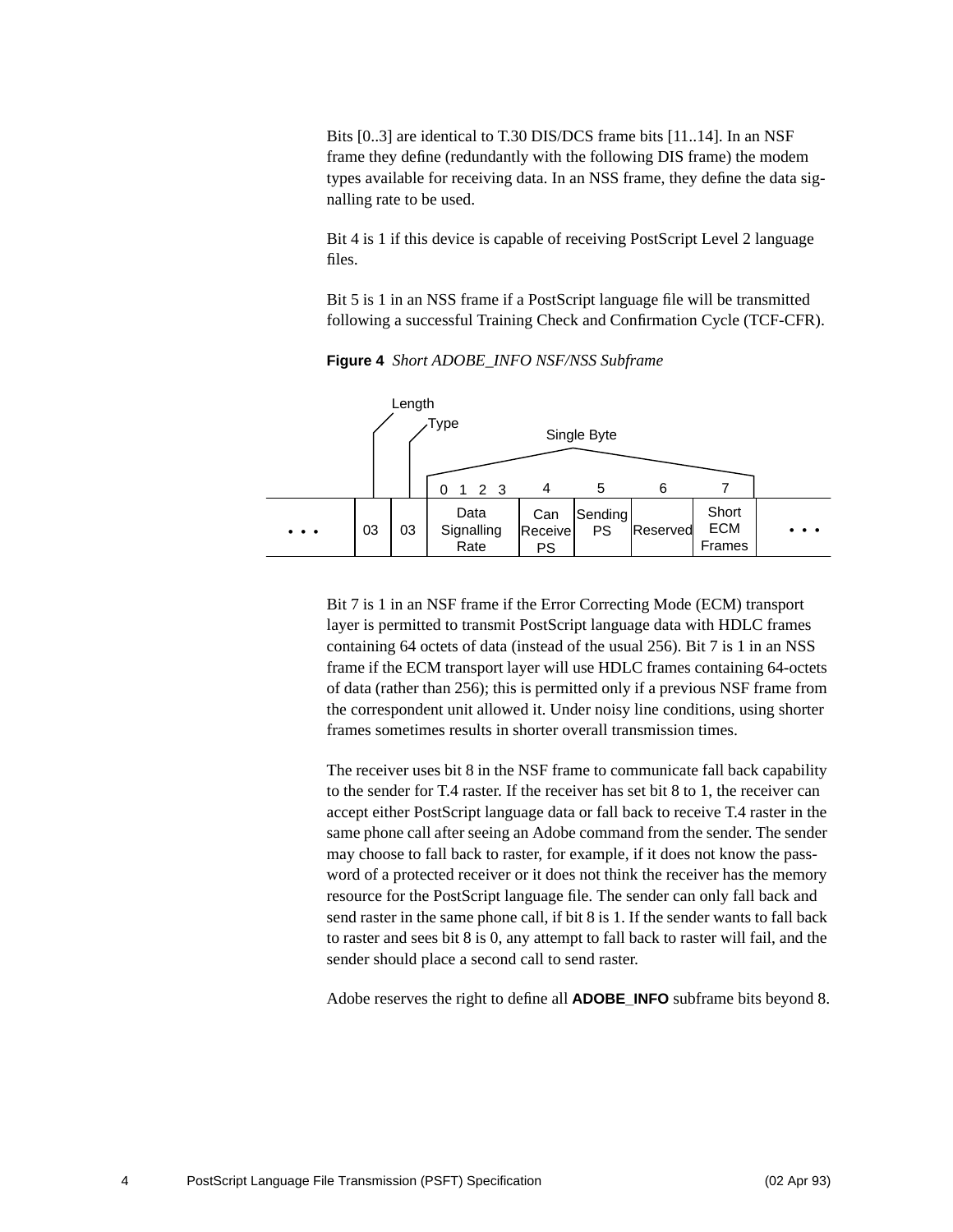Bits [0..3] are identical to T.30 DIS/DCS frame bits [11..14]. In an NSF frame they define (redundantly with the following DIS frame) the modem types available for receiving data. In an NSS frame, they define the data signalling rate to be used.

Bit 4 is 1 if this device is capable of receiving PostScript Level 2 language files.

Bit 5 is 1 in an NSS frame if a PostScript language file will be transmitted following a successful Training Check and Confirmation Cycle (TCF-CFR).

**Figure 4** *Short ADOBE_INFO NSF/NSS Subframe*

Length
Type
Single Byte
0 1 2 3
4
5
6
7
• • •
03
03
Data Signalling Rate
Can Receive PS
Sending PS
Reserved
Short ECM Frames
• • •

Bit 7 is 1 in an NSF frame if the Error Correcting Mode (ECM) transport layer is permitted to transmit PostScript language data with HDLC frames containing 64 octets of data (instead of the usual 256). Bit 7 is 1 in an NSS frame if the ECM transport layer will use HDLC frames containing 64-octets of data (rather than 256); this is permitted only if a previous NSF frame from the correspondent unit allowed it. Under noisy line conditions, using shorter frames sometimes results in shorter overall transmission times.

The receiver uses bit 8 in the NSF frame to communicate fall back capability to the sender for T.4 raster. If the receiver has set bit 8 to 1, the receiver can accept either PostScript language data or fall back to receive T.4 raster in the same phone call after seeing an Adobe command from the sender. The sender may choose to fall back to raster, for example, if it does not know the password of a protected receiver or it does not think the receiver has the memory resource for the PostScript language file. The sender can only fall back and send raster in the same phone call, if bit 8 is 1. If the sender wants to fall back to raster and sees bit 8 is 0, any attempt to fall back to raster will fail, and the sender should place a second call to send raster.

Adobe reserves the right to define all **ADOBE_INFO** subframe bits beyond 8.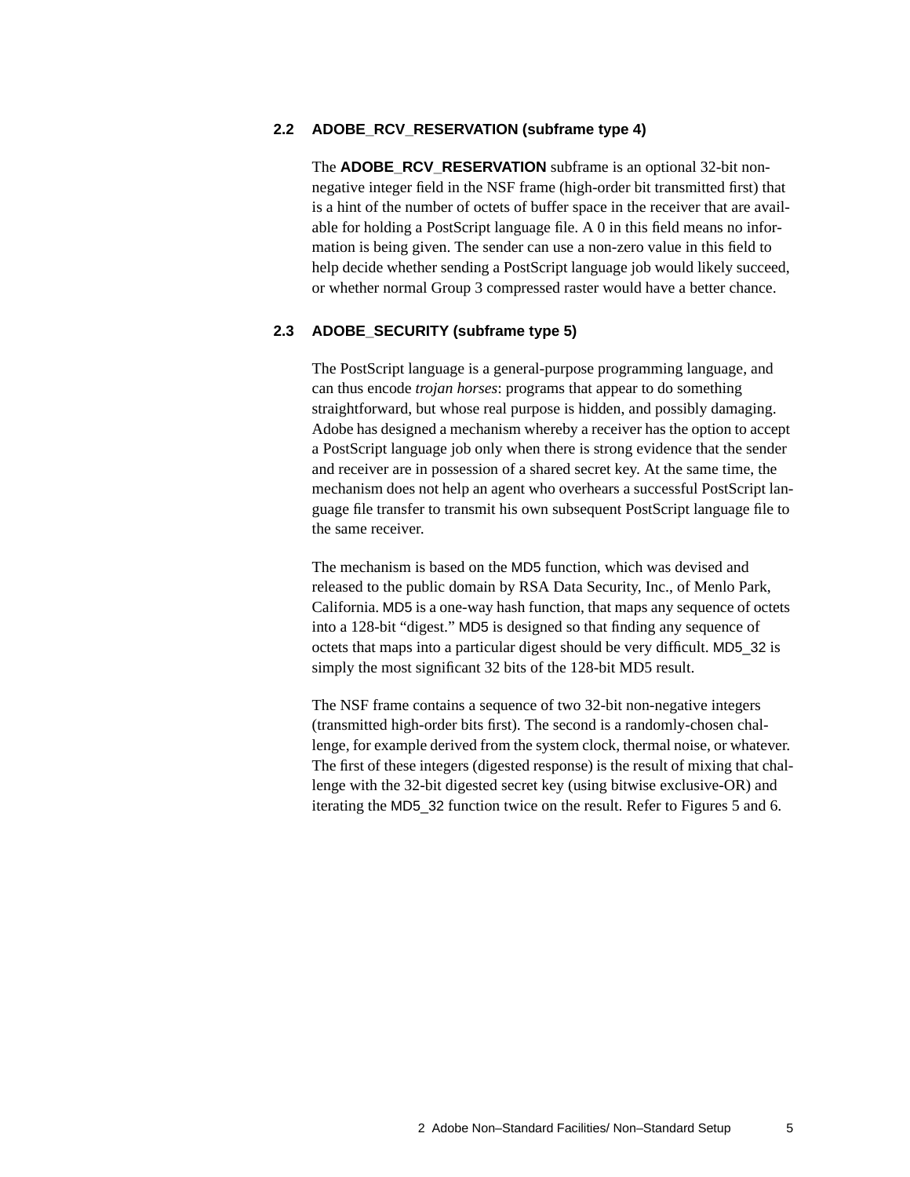### 2.2 ADOBE_RCV_RESERVATION (subframe type 4)

The **ADOBE_RCV_RESERVATION** subframe is an optional 32-bit non-negative integer field in the NSF frame (high-order bit transmitted first) that is a hint of the number of octets of buffer space in the receiver that are available for holding a PostScript language file. A 0 in this field means no information is being given. The sender can use a non-zero value in this field to help decide whether sending a PostScript language job would likely succeed, or whether normal Group 3 compressed raster would have a better chance.

### 2.3 ADOBE_SECURITY (subframe type 5)

The PostScript language is a general-purpose programming language, and can thus encode *trojan horses*: programs that appear to do something straightforward, but whose real purpose is hidden, and possibly damaging. Adobe has designed a mechanism whereby a receiver has the option to accept a PostScript language job only when there is strong evidence that the sender and receiver are in possession of a shared secret key. At the same time, the mechanism does not help an agent who overhears a successful PostScript language file transfer to transmit his own subsequent PostScript language file to the same receiver.

The mechanism is based on the MD5 function, which was devised and released to the public domain by RSA Data Security, Inc., of Menlo Park, California. MD5 is a one-way hash function, that maps any sequence of octets into a 128-bit "digest." MD5 is designed so that finding any sequence of octets that maps into a particular digest should be very difficult. MD5_32 is simply the most significant 32 bits of the 128-bit MD5 result.

The NSF frame contains a sequence of two 32-bit non-negative integers (transmitted high-order bits first). The second is a randomly-chosen challenge, for example derived from the system clock, thermal noise, or whatever. The first of these integers (digested response) is the result of mixing that challenge with the 32-bit digested secret key (using bitwise exclusive-OR) and iterating the MD5_32 function twice on the result. Refer to Figures 5 and 6.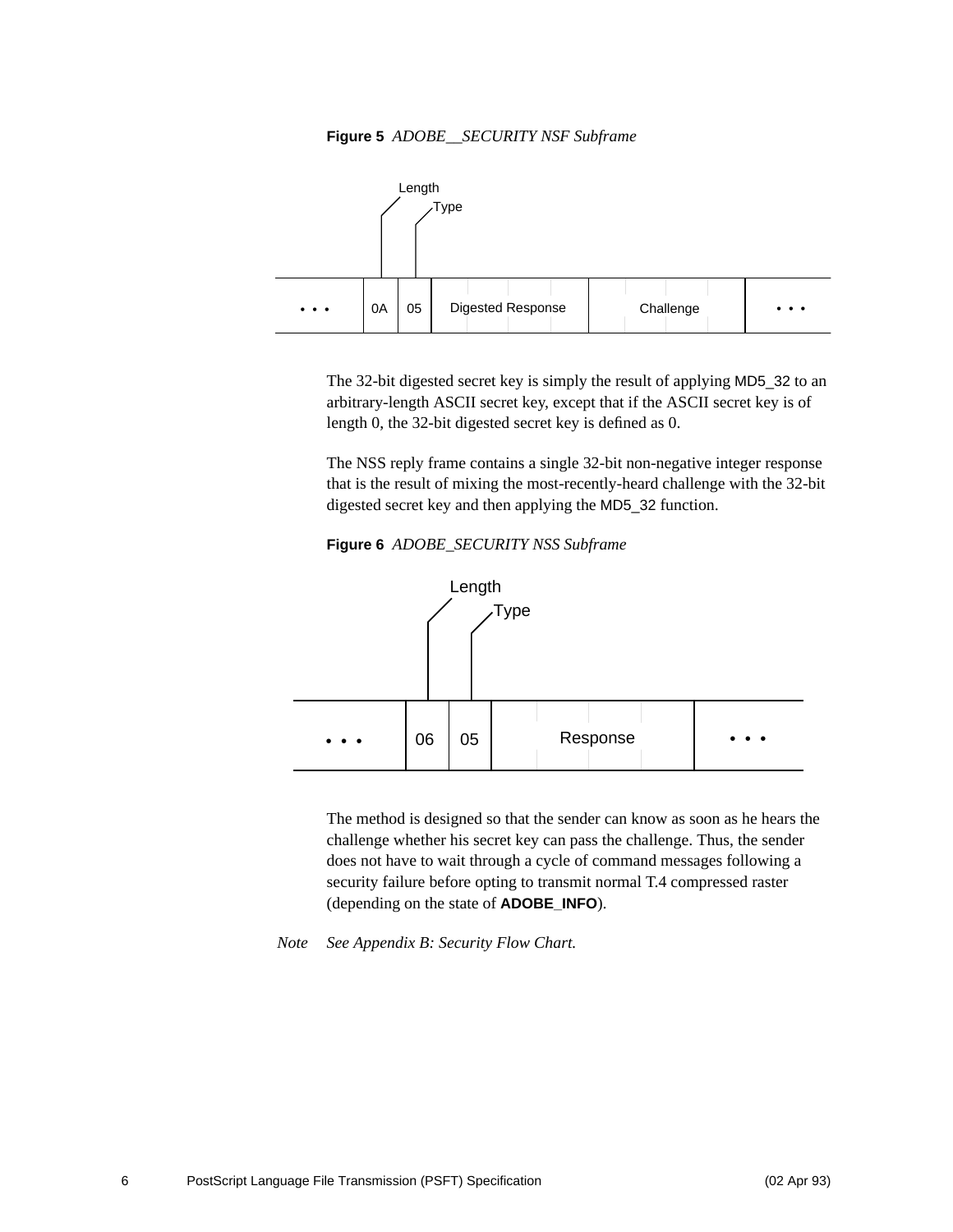**Figure 5** *ADOBE__SECURITY NSF Subframe*

Length

Type

• • • 0A 05 Digested Response Challenge • • •

The 32-bit digested secret key is simply the result of applying MD5_32 to an arbitrary-length ASCII secret key, except that if the ASCII secret key is of length 0, the 32-bit digested secret key is defined as 0.

The NSS reply frame contains a single 32-bit non-negative integer response that is the result of mixing the most-recently-heard challenge with the 32-bit digested secret key and then applying the MD5_32 function.

**Figure 6** *ADOBE_SECURITY NSS Subframe*

Length

Type

• • • 06 05 Response • • •

The method is designed so that the sender can know as soon as he hears the challenge whether his secret key can pass the challenge. Thus, the sender does not have to wait through a cycle of command messages following a security failure before opting to transmit normal T.4 compressed raster (depending on the state of **ADOBE_INFO**).

*Note* *See Appendix B: Security Flow Chart.*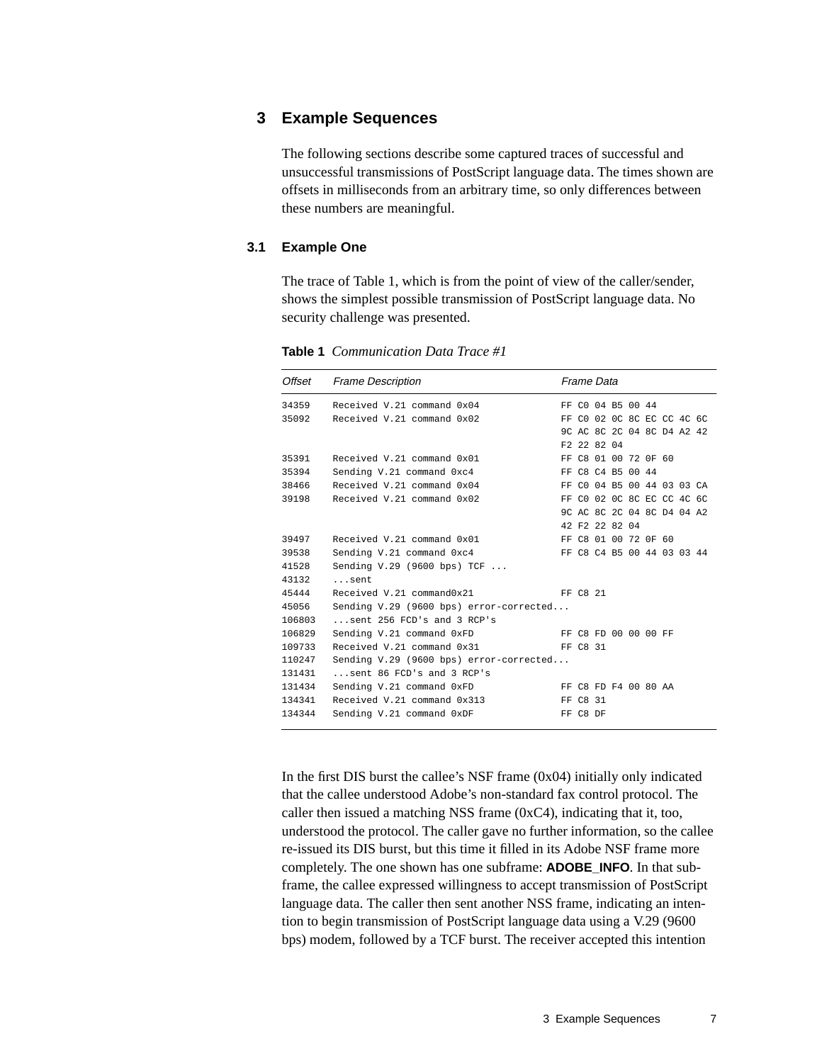## 3 Example Sequences

The following sections describe some captured traces of successful and unsuccessful transmissions of PostScript language data. The times shown are offsets in milliseconds from an arbitrary time, so only differences between these numbers are meaningful.

### 3.1 Example One

The trace of Table 1, which is from the point of view of the caller/sender, shows the simplest possible transmission of PostScript language data. No security challenge was presented.

**Table 1** *Communication Data Trace #1*

| *Offset* | *Frame Description* | *Frame Data* |
|---|---|---|
| 34359 | Received V.21 command 0x04 | FF C0 04 B5 00 44 |
| 35092 | Received V.21 command 0x02 | FF C0 02 0C 8C EC CC 4C 6C 9C AC 8C 2C 04 8C D4 A2 42 F2 22 82 04 |
| 35391 | Received V.21 command 0x01 | FF C8 01 00 72 0F 60 |
| 35394 | Sending V.21 command 0xc4 | FF C8 C4 B5 00 44 |
| 38466 | Received V.21 command 0x04 | FF C0 04 B5 00 44 03 03 CA |
| 39198 | Received V.21 command 0x02 | FF C0 02 0C 8C EC CC 4C 6C 9C AC 8C 2C 04 8C D4 04 A2 42 F2 22 82 04 |
| 39497 | Received V.21 command 0x01 | FF C8 01 00 72 0F 60 |
| 39538 | Sending V.21 command 0xc4 | FF C8 C4 B5 00 44 03 03 44 |
| 41528 | Sending V.29 (9600 bps) TCF ... | |
| 43132 | ...sent | |
| 45444 | Received V.21 command0x21 | FF C8 21 |
| 45056 | Sending V.29 (9600 bps) error-corrected... | |
| 106803 | ...sent 256 FCD's and 3 RCP's | |
| 106829 | Sending V.21 command 0xFD | FF C8 FD 00 00 00 FF |
| 109733 | Received V.21 command 0x31 | FF C8 31 |
| 110247 | Sending V.29 (9600 bps) error-corrected... | |
| 131431 | ...sent 86 FCD's and 3 RCP's | |
| 131434 | Sending V.21 command 0xFD | FF C8 FD F4 00 80 AA |
| 134341 | Received V.21 command 0x313 | FF C8 31 |
| 134344 | Sending V.21 command 0xDF | FF C8 DF |

In the first DIS burst the callee's NSF frame (0x04) initially only indicated that the callee understood Adobe's non-standard fax control protocol. The caller then issued a matching NSS frame (0xC4), indicating that it, too, understood the protocol. The caller gave no further information, so the callee re-issued its DIS burst, but this time it filled in its Adobe NSF frame more completely. The one shown has one subframe: **ADOBE_INFO**. In that subframe, the callee expressed willingness to accept transmission of PostScript language data. The caller then sent another NSS frame, indicating an intention to begin transmission of PostScript language data using a V.29 (9600 bps) modem, followed by a TCF burst. The receiver accepted this intention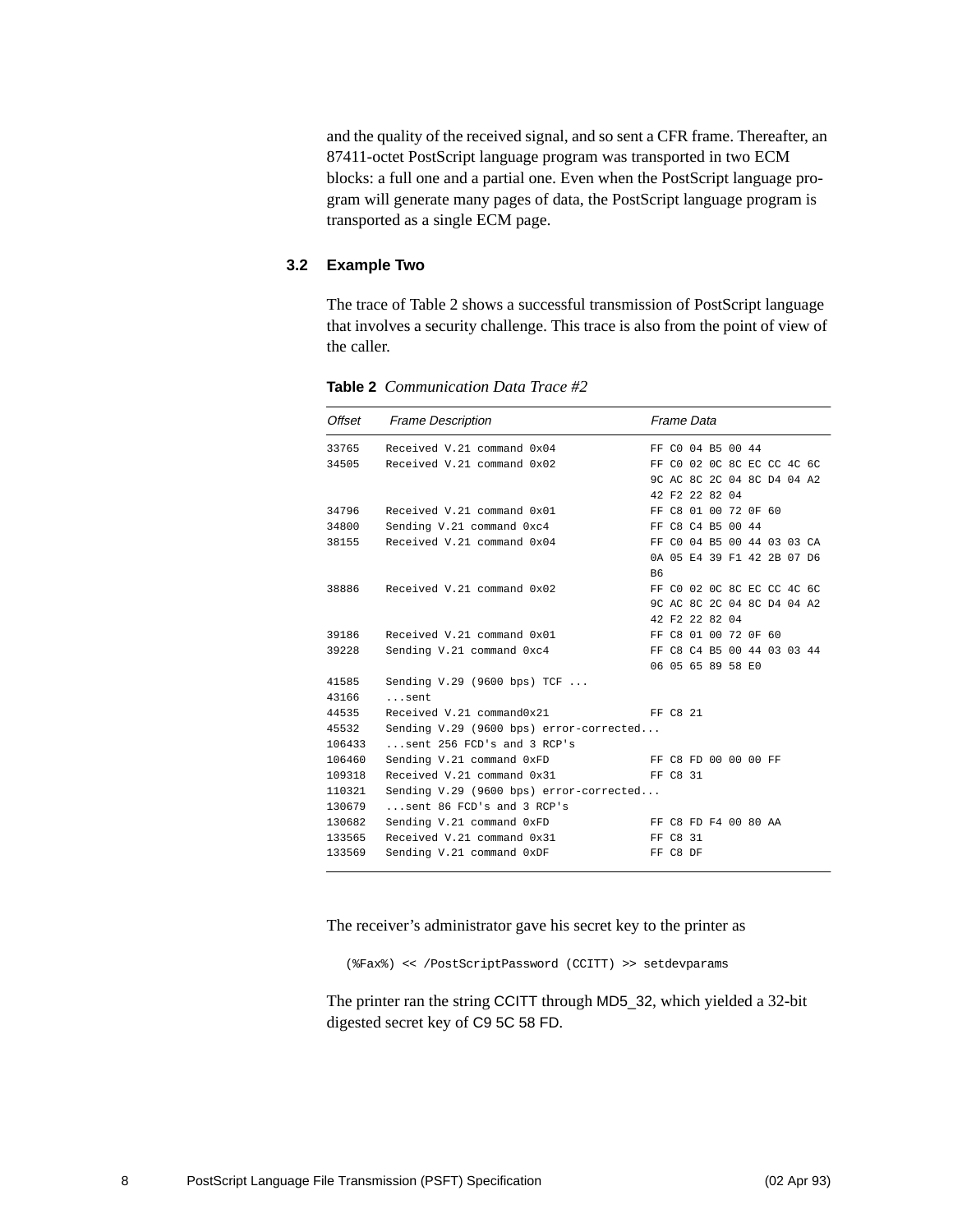and the quality of the received signal, and so sent a CFR frame. Thereafter, an 87411-octet PostScript language program was transported in two ECM blocks: a full one and a partial one. Even when the PostScript language program will generate many pages of data, the PostScript language program is transported as a single ECM page.

### 3.2 Example Two

The trace of Table 2 shows a successful transmission of PostScript language that involves a security challenge. This trace is also from the point of view of the caller.

**Table 2** *Communication Data Trace #2*

| *Offset* | *Frame Description* | *Frame Data* |
|---|---|---|
| 33765 | Received V.21 command 0x04 | FF C0 04 B5 00 44 |
| 34505 | Received V.21 command 0x02 | FF C0 02 0C 8C EC CC 4C 6C 9C AC 8C 2C 04 8C D4 04 A2 42 F2 22 82 04 |
| 34796 | Received V.21 command 0x01 | FF C8 01 00 72 0F 60 |
| 34800 | Sending V.21 command 0xc4 | FF C8 C4 B5 00 44 |
| 38155 | Received V.21 command 0x04 | FF C0 04 B5 00 44 03 03 CA 0A 05 E4 39 F1 42 2B 07 D6 B6 |
| 38886 | Received V.21 command 0x02 | FF C0 02 0C 8C EC CC 4C 6C 9C AC 8C 2C 04 8C D4 04 A2 42 F2 22 82 04 |
| 39186 | Received V.21 command 0x01 | FF C8 01 00 72 0F 60 |
| 39228 | Sending V.21 command 0xc4 | FF C8 C4 B5 00 44 03 03 44 06 05 65 89 58 E0 |
| 41585 | Sending V.29 (9600 bps) TCF ... | |
| 43166 | ...sent | |
| 44535 | Received V.21 command0x21 | FF C8 21 |
| 45532 | Sending V.29 (9600 bps) error-corrected... | |
| 106433 | ...sent 256 FCD's and 3 RCP's | |
| 106460 | Sending V.21 command 0xFD | FF C8 FD 00 00 00 FF |
| 109318 | Received V.21 command 0x31 | FF C8 31 |
| 110321 | Sending V.29 (9600 bps) error-corrected... | |
| 130679 | ...sent 86 FCD's and 3 RCP's | |
| 130682 | Sending V.21 command 0xFD | FF C8 FD F4 00 80 AA |
| 133565 | Received V.21 command 0x31 | FF C8 31 |
| 133569 | Sending V.21 command 0xDF | FF C8 DF |

The receiver's administrator gave his secret key to the printer as

```
(%Fax%) << /PostScriptPassword (CCITT) >> setdevparams
```

The printer ran the string CCITT through MD5_32, which yielded a 32-bit digested secret key of C9 5C 58 FD.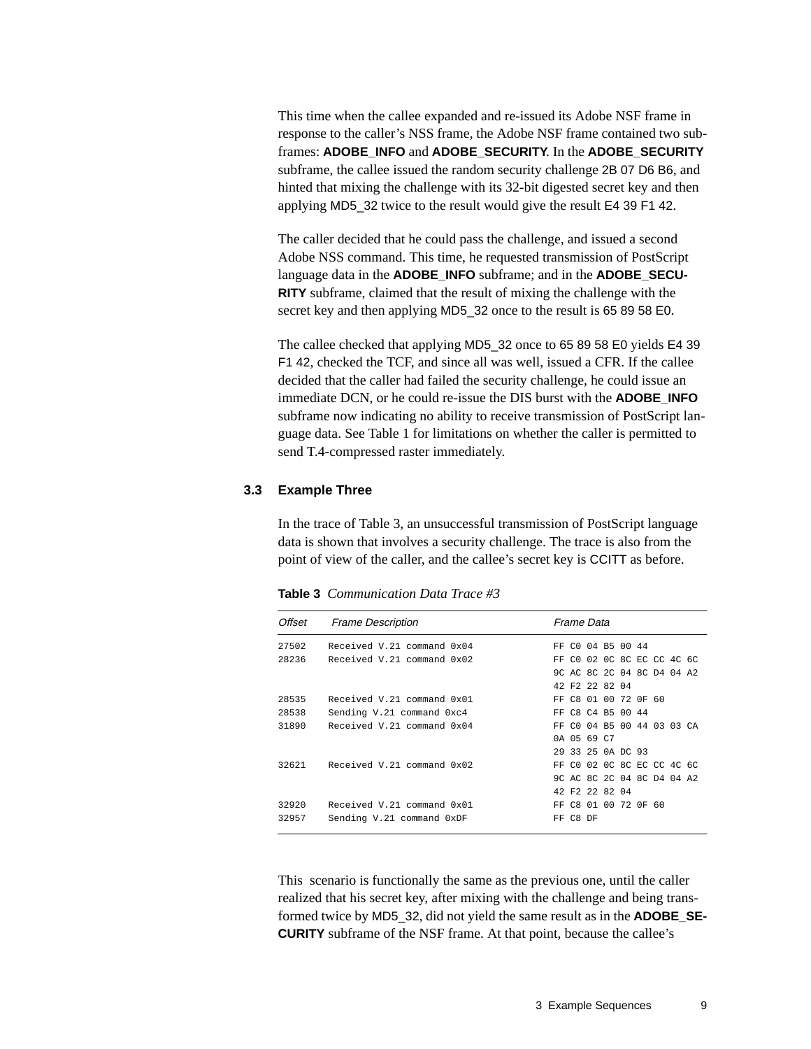This time when the callee expanded and re-issued its Adobe NSF frame in response to the caller's NSS frame, the Adobe NSF frame contained two subframes: **ADOBE_INFO** and **ADOBE_SECURITY**. In the **ADOBE_SECURITY** subframe, the callee issued the random security challenge 2B 07 D6 B6, and hinted that mixing the challenge with its 32-bit digested secret key and then applying MD5_32 twice to the result would give the result E4 39 F1 42.

The caller decided that he could pass the challenge, and issued a second Adobe NSS command. This time, he requested transmission of PostScript language data in the **ADOBE_INFO** subframe; and in the **ADOBE_SECURITY** subframe, claimed that the result of mixing the challenge with the secret key and then applying MD5_32 once to the result is 65 89 58 E0.

The callee checked that applying MD5_32 once to 65 89 58 E0 yields E4 39 F1 42, checked the TCF, and since all was well, issued a CFR. If the callee decided that the caller had failed the security challenge, he could issue an immediate DCN, or he could re-issue the DIS burst with the **ADOBE_INFO** subframe now indicating no ability to receive transmission of PostScript language data. See Table 1 for limitations on whether the caller is permitted to send T.4-compressed raster immediately.

### 3.3 Example Three

In the trace of Table 3, an unsuccessful transmission of PostScript language data is shown that involves a security challenge. The trace is also from the point of view of the caller, and the callee's secret key is CCITT as before.

**Table 3** *Communication Data Trace #3*

| *Offset* | *Frame Description* | *Frame Data* |
|---|---|---|
| 27502 | Received V.21 command 0x04 | FF C0 04 B5 00 44 |
| 28236 | Received V.21 command 0x02 | FF C0 02 0C 8C EC CC 4C 6C 9C AC 8C 2C 04 8C D4 04 A2 42 F2 22 82 04 |
| 28535 | Received V.21 command 0x01 | FF C8 01 00 72 0F 60 |
| 28538 | Sending V.21 command 0xc4 | FF C8 C4 B5 00 44 |
| 31890 | Received V.21 command 0x04 | FF C0 04 B5 00 44 03 03 CA 0A 05 69 C7 29 33 25 0A DC 93 |
| 32621 | Received V.21 command 0x02 | FF C0 02 0C 8C EC CC 4C 6C 9C AC 8C 2C 04 8C D4 04 A2 42 F2 22 82 04 |
| 32920 | Received V.21 command 0x01 | FF C8 01 00 72 0F 60 |
| 32957 | Sending V.21 command 0xDF | FF C8 DF |

This scenario is functionally the same as the previous one, until the caller realized that his secret key, after mixing with the challenge and being transformed twice by MD5_32, did not yield the same result as in the **ADOBE_SECURITY** subframe of the NSF frame. At that point, because the callee's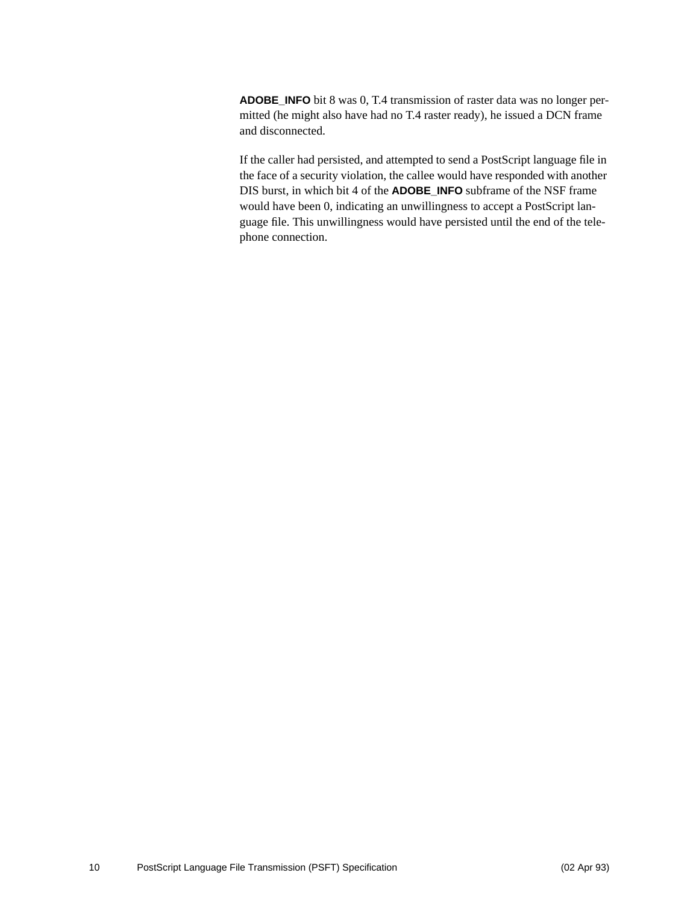**ADOBE_INFO** bit 8 was 0, T.4 transmission of raster data was no longer permitted (he might also have had no T.4 raster ready), he issued a DCN frame and disconnected.

If the caller had persisted, and attempted to send a PostScript language file in the face of a security violation, the callee would have responded with another DIS burst, in which bit 4 of the **ADOBE_INFO** subframe of the NSF frame would have been 0, indicating an unwillingness to accept a PostScript language file. This unwillingness would have persisted until the end of the telephone connection.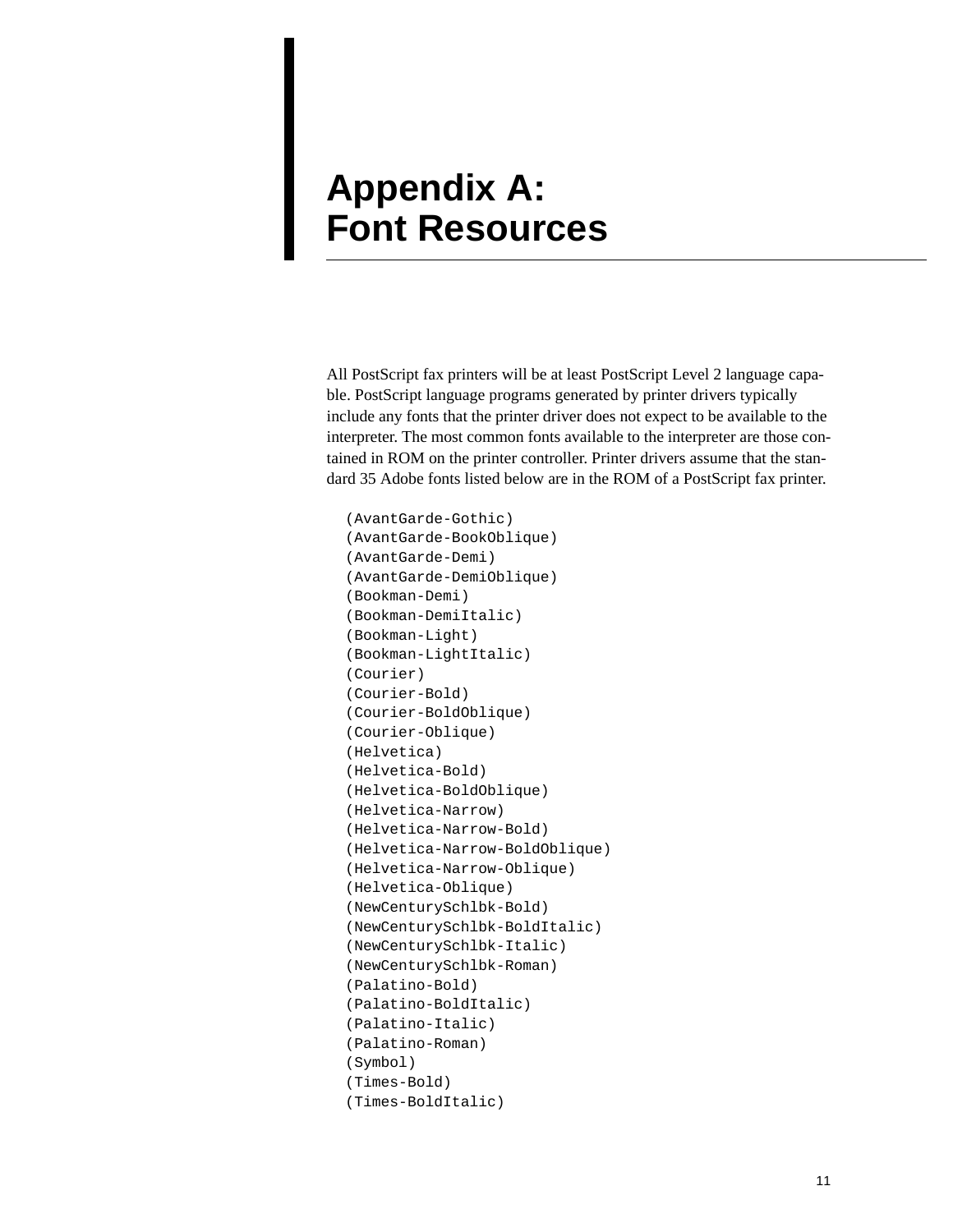# Appendix A: Font Resources

All PostScript fax printers will be at least PostScript Level 2 language capable. PostScript language programs generated by printer drivers typically include any fonts that the printer driver does not expect to be available to the interpreter. The most common fonts available to the interpreter are those contained in ROM on the printer controller. Printer drivers assume that the standard 35 Adobe fonts listed below are in the ROM of a PostScript fax printer.

```
(AvantGarde-Gothic)
(AvantGarde-BookOblique)
(AvantGarde-Demi)
(AvantGarde-DemiOblique)
(Bookman-Demi)
(Bookman-DemiItalic)
(Bookman-Light)
(Bookman-LightItalic)
(Courier)
(Courier-Bold)
(Courier-BoldOblique)
(Courier-Oblique)
(Helvetica)
(Helvetica-Bold)
(Helvetica-BoldOblique)
(Helvetica-Narrow)
(Helvetica-Narrow-Bold)
(Helvetica-Narrow-BoldOblique)
(Helvetica-Narrow-Oblique)
(Helvetica-Oblique)
(NewCenturySchlbk-Bold)
(NewCenturySchlbk-BoldItalic)
(NewCenturySchlbk-Italic)
(NewCenturySchlbk-Roman)
(Palatino-Bold)
(Palatino-BoldItalic)
(Palatino-Italic)
(Palatino-Roman)
(Symbol)
(Times-Bold)
(Times-BoldItalic)
```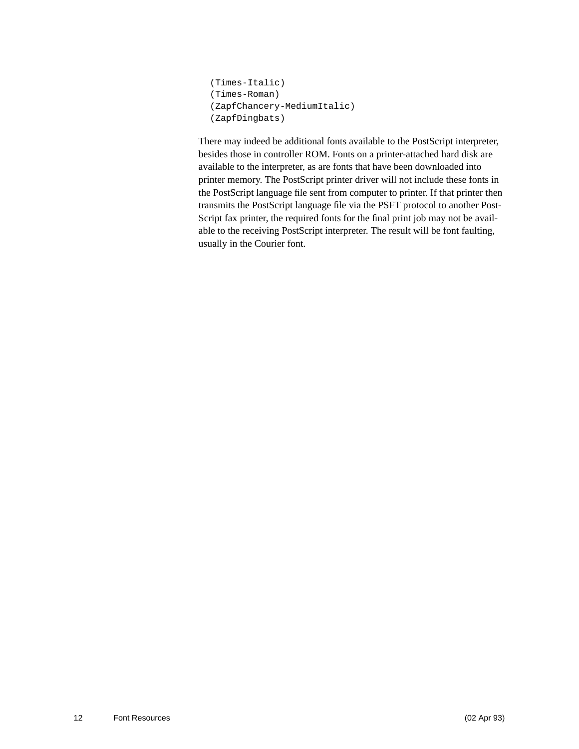```
(Times-Italic)
(Times-Roman)
(ZapfChancery-MediumItalic)
(ZapfDingbats)
```

There may indeed be additional fonts available to the PostScript interpreter, besides those in controller ROM. Fonts on a printer-attached hard disk are available to the interpreter, as are fonts that have been downloaded into printer memory. The PostScript printer driver will not include these fonts in the PostScript language file sent from computer to printer. If that printer then transmits the PostScript language file via the PSFT protocol to another PostScript fax printer, the required fonts for the final print job may not be available to the receiving PostScript interpreter. The result will be font faulting, usually in the Courier font.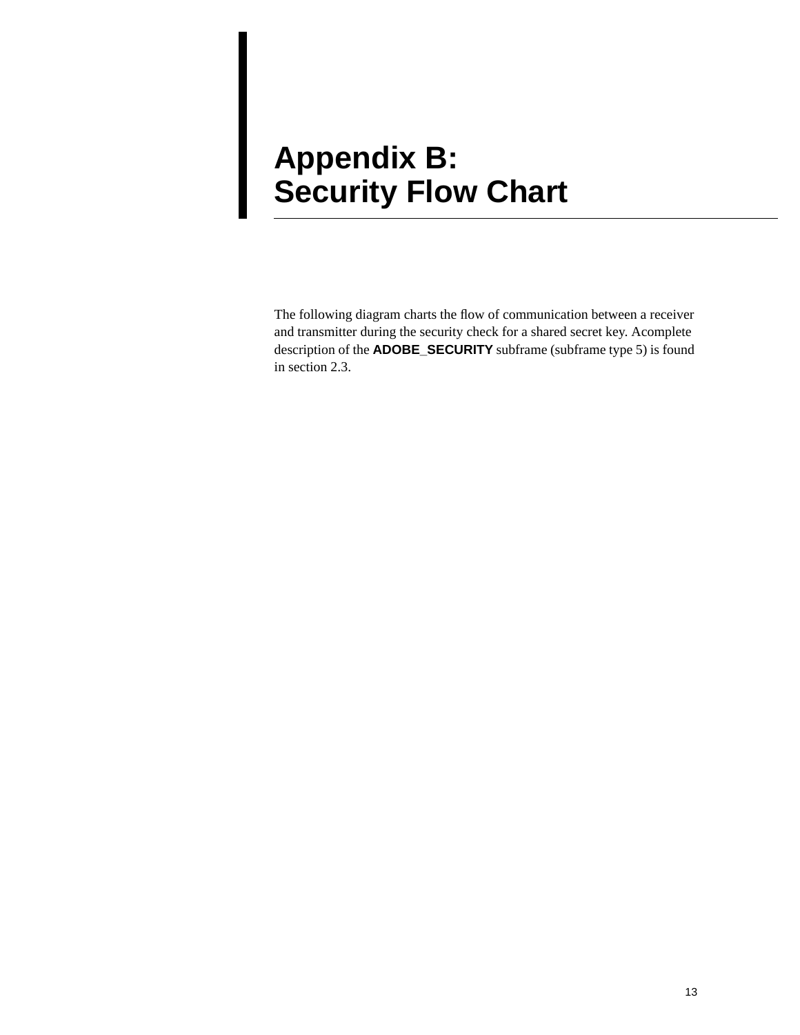# Appendix B: Security Flow Chart

The following diagram charts the flow of communication between a receiver and transmitter during the security check for a shared secret key. Acomplete description of the **ADOBE_SECURITY** subframe (subframe type 5) is found in section 2.3.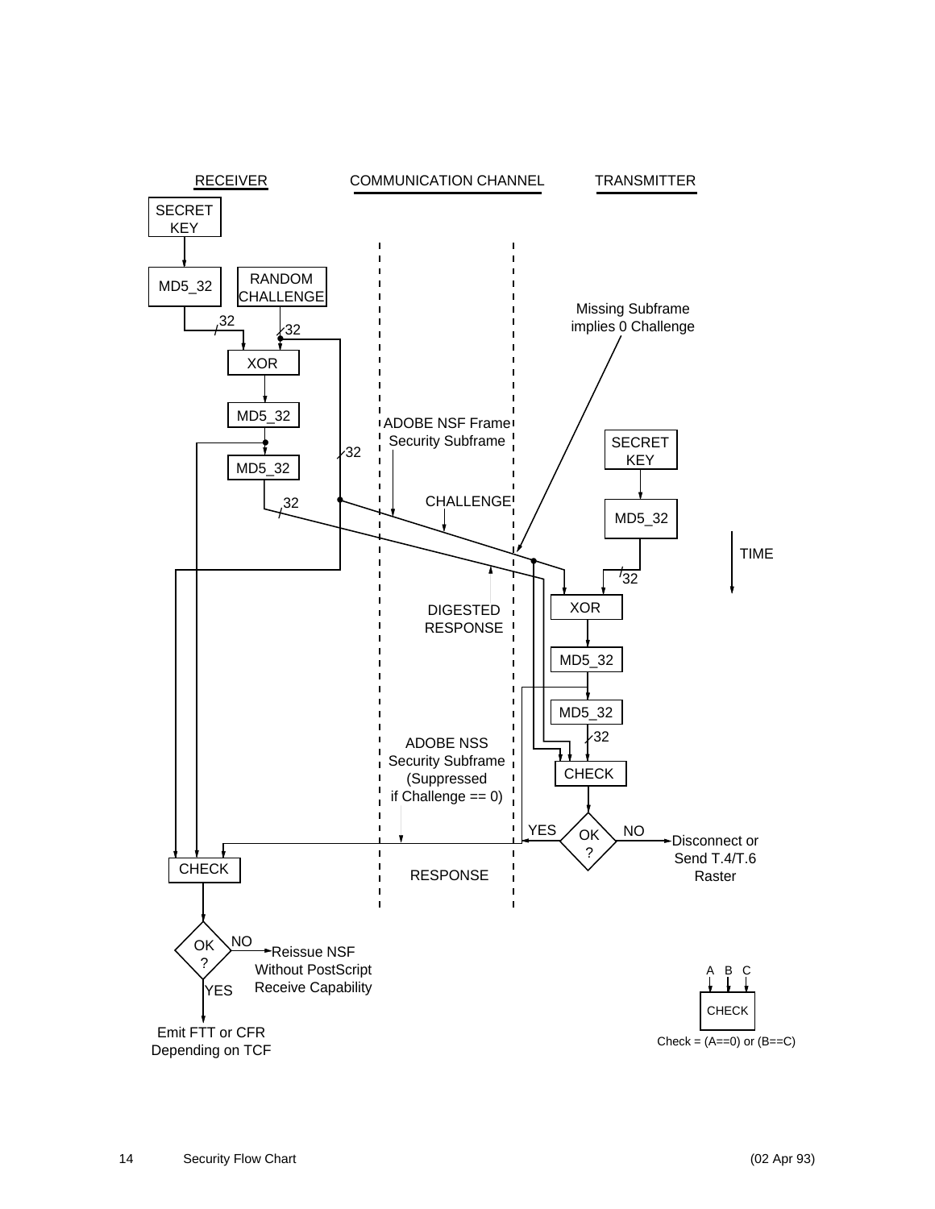RECEIVER

COMMUNICATION CHANNEL

TRANSMITTER

SECRET KEY

MD5_32

RANDOM CHALLENGE

32

32

XOR

MD5_32

MD5_32

32

32

Missing Subframe implies 0 Challenge

ADOBE NSF Frame Security Subframe

CHALLENGE

SECRET KEY

MD5_32

TIME

32

XOR

DIGESTED RESPONSE

MD5_32

MD5_32

32

ADOBE NSS Security Subframe (Suppressed if Challenge == 0)

CHECK

YES

OK ?

NO

Disconnect or Send T.4/T.6 Raster

CHECK

RESPONSE

OK ?

NO

Reissue NSF Without PostScript Receive Capability

YES

Emit FTT or CFR Depending on TCF

A B C

CHECK

Check = (A==0) or (B==C)

Security Flow Chart

(02 Apr 93)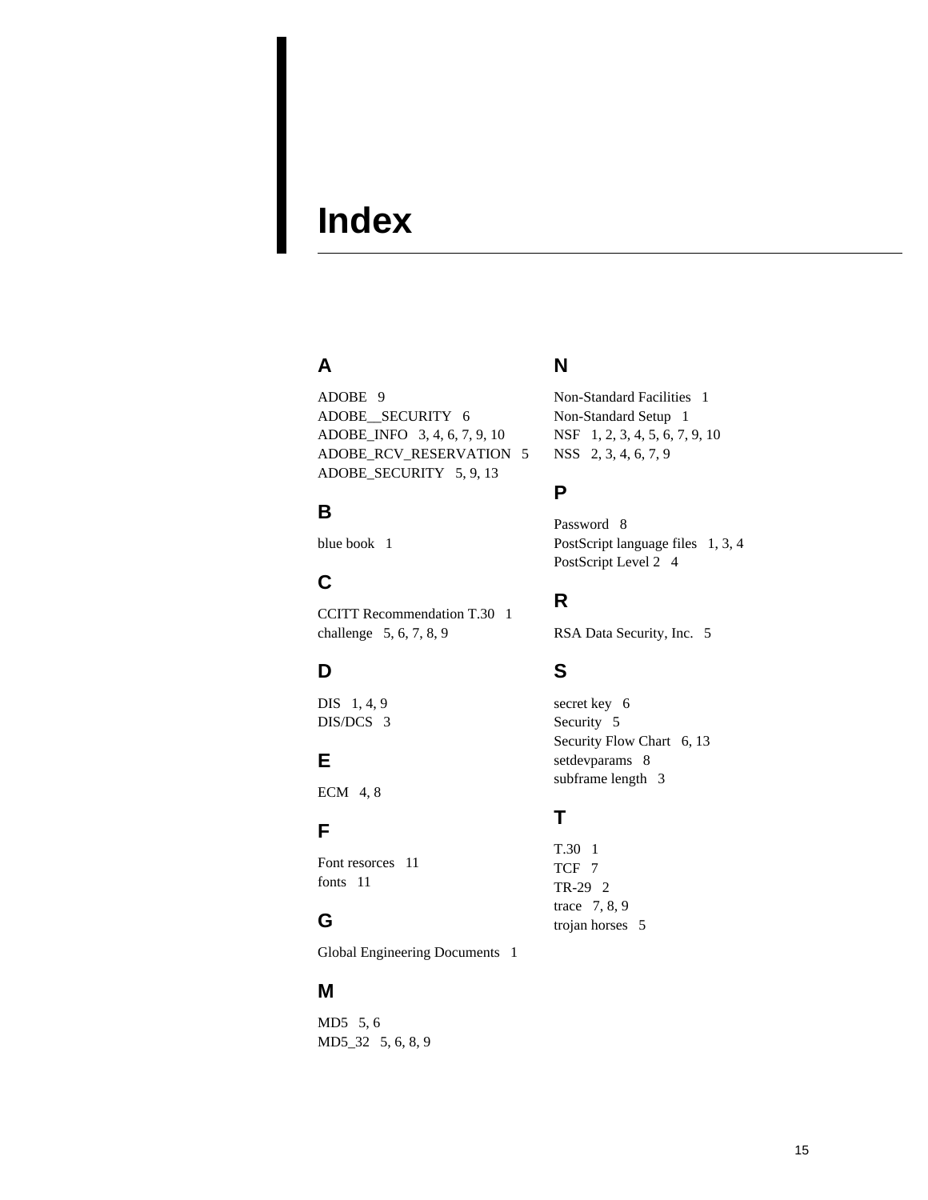# Index

## A

ADOBE 9
ADOBE__SECURITY 6
ADOBE_INFO 3, 4, 6, 7, 9, 10
ADOBE_RCV_RESERVATION 5
ADOBE_SECURITY 5, 9, 13

## B

blue book 1

## C

CCITT Recommendation T.30 1
challenge 5, 6, 7, 8, 9

## D

DIS 1, 4, 9
DIS/DCS 3

## E

ECM 4, 8

## F

Font resorces 11
fonts 11

## G

Global Engineering Documents 1

## M

MD5 5, 6
MD5_32 5, 6, 8, 9

## N

Non-Standard Facilities 1
Non-Standard Setup 1
NSF 1, 2, 3, 4, 5, 6, 7, 9, 10
NSS 2, 3, 4, 6, 7, 9

## P

Password 8
PostScript language files 1, 3, 4
PostScript Level 2 4

## R

RSA Data Security, Inc. 5

## S

secret key 6
Security 5
Security Flow Chart 6, 13
setdevparams 8
subframe length 3

## T

T.30 1
TCF 7
TR-29 2
trace 7, 8, 9
trojan horses 5